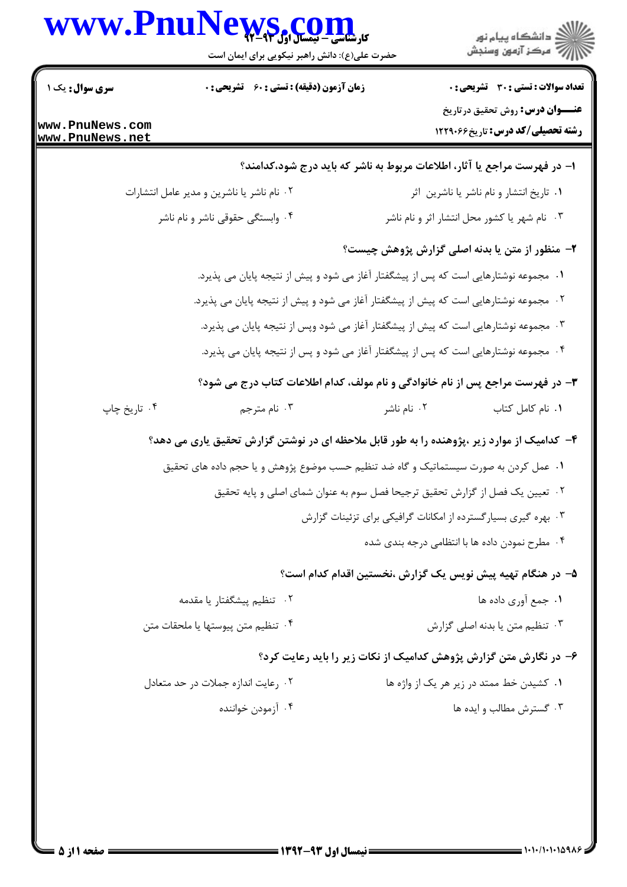کارشناسی – نیمسال اول ۹۳-۹۲

حضرت علی(ع): دانش راهبر نیکویی برای ایمان است

دانشگاه پیام نور
مرکز آزمون وسنجش

**سری سوال:** یک ۱

**زمان آزمون (دقیقه) : تستی : ۶۰ تشریحی : ۰**

**تعداد سوالات : تستی : ۳۰ تشریحی : ۰**

**عنـــوان درس:** روش تحقیق درتاریخ

**رشته تحصیلی/کد درس:** تاریخ ۱۲۲۹۰۶۶

**۱- در فهرست مراجع یا آثار، اطلاعات مربوط به ناشر که باید درج شود،کدامند؟**

۱. تاریخ انتشار و نام ناشر یا ناشرین اثر

۲. نام ناشر یا ناشرین و مدیر عامل انتشارات

۳. نام شهر یا کشور محل انتشار اثر و نام ناشر

۴. وابستگی حقوقی ناشر و نام ناشر

**۲- منظور از متن یا بدنه اصلی گزارش پژوهش چیست؟**

۱. مجموعه نوشتارهایی است که پس از پیشگفتار آغاز می شود و پیش از نتیجه پایان می پذیرد.

۲. مجموعه نوشتارهایی است که پیش از پیشگفتار آغاز می شود و پیش از نتیجه پایان می پذیرد.

۳. مجموعه نوشتارهایی است که پیش از پیشگفتار آغاز می شود وپس از نتیجه پایان می پذیرد.

۴. مجموعه نوشتارهایی است که پس از پیشگفتار آغاز می شود و پس از نتیجه پایان می پذیرد.

**۳- در فهرست مراجع پس از نام خانوادگی و نام مولف، کدام اطلاعات کتاب درج می شود؟**

۱. نام کامل کتاب

۲. نام ناشر

۳. نام مترجم

۴. تاریخ چاپ

**۴- کدامیک از موارد زیر ،پژوهنده را به طور قابل ملاحظه ای در نوشتن گزارش تحقیق یاری می دهد؟**

۱. عمل کردن به صورت سیستماتیک و گاه ضد تنظیم حسب موضوع پژوهش و یا حجم داده های تحقیق

۲. تعیین یک فصل از گزارش تحقیق ترجیحا فصل سوم به عنوان شمای اصلی و پایه تحقیق

۳. بهره گیری بسیارگسترده از امکانات گرافیکی برای تزئینات گزارش

۴. مطرح نمودن داده ها با انتظامی درجه بندی شده

**۵- در هنگام تهیه پیش نویس یک گزارش ،نخستین اقدام کدام است؟**

۱. جمع آوری داده ها

۲. تنظیم پیشگفتار یا مقدمه

۳. تنظیم متن یا بدنه اصلی گزارش

۴. تنظیم متن پیوستها یا ملحقات متن

**۶- در نگارش متن گزارش پژوهش کدامیک از نکات زیر را باید رعایت کرد؟**

۱. کشیدن خط ممتد در زیر هر یک از واژه ها

۲. رعایت اندازه جملات در حد متعادل

۳. گسترش مطالب و ایده ها

۴. آزمودن خواننده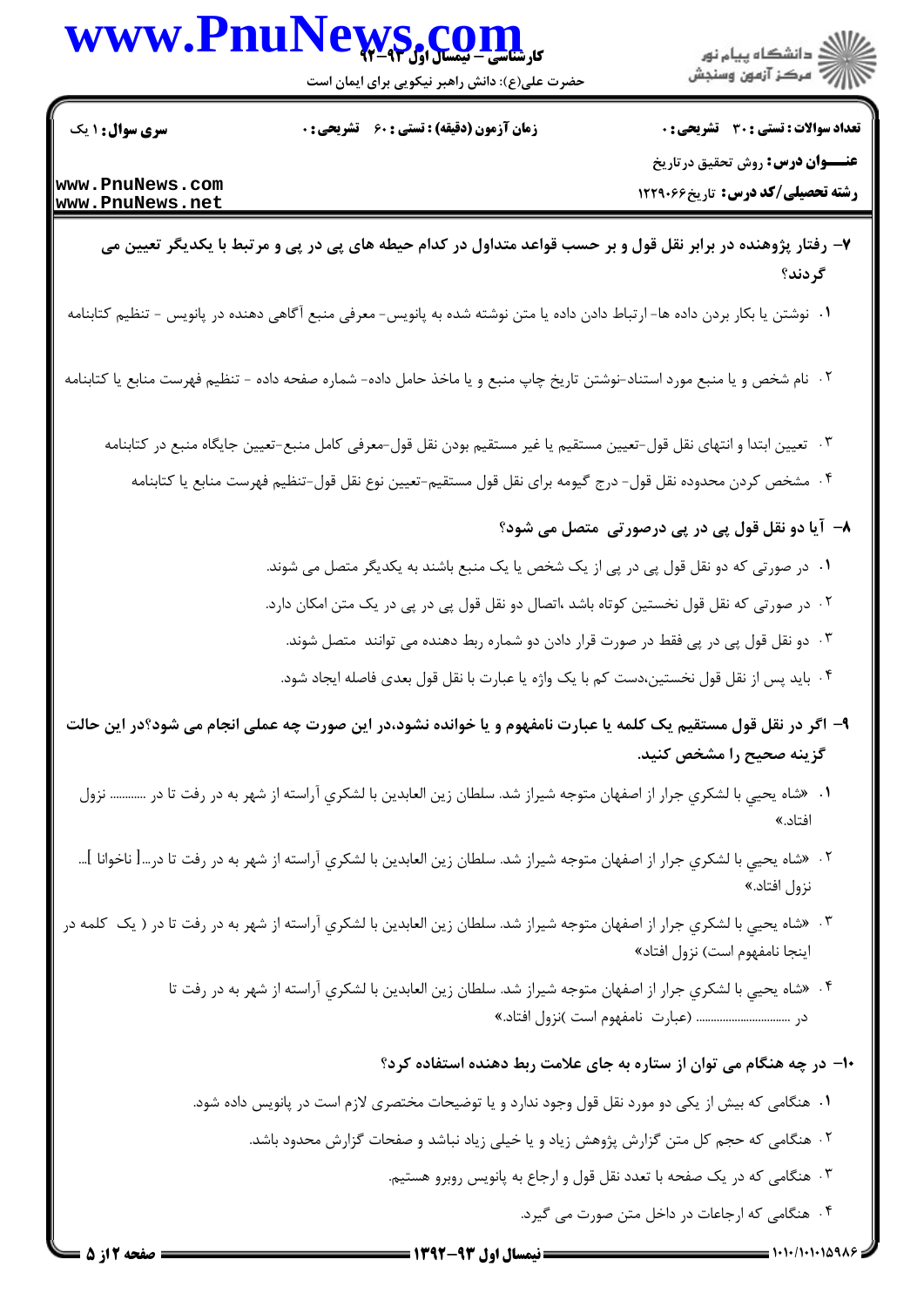۷- رفتار پژوهنده در برابر نقل قول و بر حسب قواعد متداول در کدام حیطه های پی در پی و مرتبط با یکدیگر تعیین می گردند؟

۱. نوشتن یا بکار بردن داده ها- ارتباط دادن داده یا متن نوشته شده به پانویس- معرفی منبع آگاهی دهنده در پانویس - تنظیم کتابنامه

۲. نام شخص و یا منبع مورد استناد-نوشتن تاریخ چاپ منبع و یا ماخذ حامل داده- شماره صفحه داده - تنظیم فهرست منابع یا کتابنامه

۳. تعیین ابتدا و انتهای نقل قول-تعیین مستقیم یا غیر مستقیم بودن نقل قول-معرفی کامل منبع-تعیین جایگاه منبع در کتابنامه

۴. مشخص کردن محدوده نقل قول- درج گیومه برای نقل قول مستقیم-تعیین نوع نقل قول-تنظیم فهرست منابع یا کتابنامه

۸- آیا دو نقل قول پی در پی درصورتی متصل می شود؟

۱. در صورتی که دو نقل قول پی در پی از یک شخص یا یک منبع باشند به یکدیگر متصل می شوند.

۲. در صورتی که نقل قول نخستین کوتاه باشد ،اتصال دو نقل قول پی در پی در یک متن امکان دارد.

۳. دو نقل قول پی در پی فقط در صورت قرار دادن دو شماره ربط دهنده می توانند متصل شوند.

۴. باید پس از نقل قول نخستین،دست کم با یک واژه یا عبارت با نقل قول بعدی فاصله ایجاد شود.

۹- اگر در نقل قول مستقیم یک کلمه یا عبارت نامفهوم و یا خوانده نشود،در این صورت چه عملی انجام می شود؟در این حالت گزینه صحیح را مشخص کنید.

۱. «شاه يحيي با لشكري جرار از اصفهان متوجه شيراز شد. سلطان زين العابدين با لشكري آراسته از شهر به در رفت تا در ........... نزول افتاد.»

۲. «شاه يحيي با لشكري جرار از اصفهان متوجه شيراز شد. سلطان زين العابدين با لشكري آراسته از شهر به در رفت تا در...[ ناخوانا ]... نزول افتاد.»

۳. «شاه يحيي با لشكري جرار از اصفهان متوجه شيراز شد. سلطان زين العابدين با لشكري آراسته از شهر به در رفت تا در ( یک کلمه در اینجا نامفهوم است) نزول افتاد»

۴. «شاه يحيي با لشكري جرار از اصفهان متوجه شيراز شد. سلطان زين العابدين با لشكري آراسته از شهر به در رفت تا در ................................ (عبارت نامفهوم است )نزول افتاد.»

۱۰- در چه هنگام می توان از ستاره به جای علامت ربط دهنده استفاده کرد؟

۱. هنگامی که بیش از یکی دو مورد نقل قول وجود ندارد و یا توضیحات مختصری لازم است در پانویس داده شود.

۲. هنگامی که حجم کل متن گزارش پژوهش زیاد و یا خیلی زیاد نباشد و صفحات گزارش محدود باشد.

۳. هنگامی که در یک صفحه با تعدد نقل قول و ارجاع به پانویس روبرو هستیم.

۴. هنگامی که ارجاعات در داخل متن صورت می گیرد.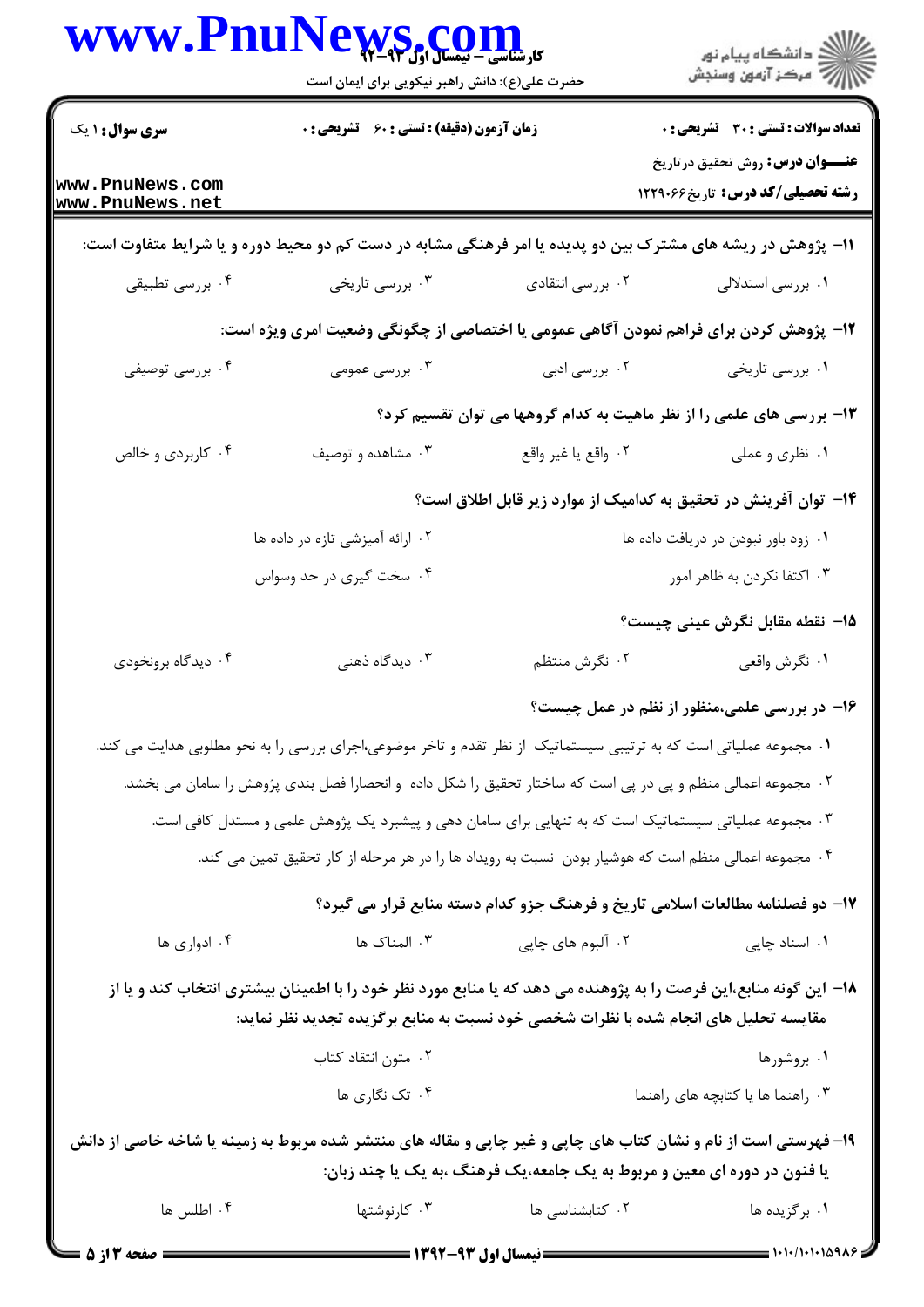**سری سوال:** ۱ یک | **زمان آزمون (دقیقه) : تستی : ۶۰ تشریحی : ۰** | **تعداد سوالات : تستی : ۳۰ تشریحی : ۰**

**عنـــوان درس:** روش تحقیق درتاریخ

**رشته تحصیلی/کد درس:** تاریخ۱۲۲۹۰۶۶

۱۱- پژوهش در ریشه های مشترک بین دو پدیده یا امر فرهنگی مشابه در دست کم دو محیط دوره و یا شرایط متفاوت است:

۱. بررسی استدلالی
۲. بررسی انتقادی
۳. بررسی تاریخی
۴. بررسی تطبیقی

۱۲- پژوهش کردن برای فراهم نمودن آگاهی عمومی یا اختصاصی از چگونگی وضعیت امری ویژه است:

۱. بررسی تاریخی
۲. بررسی ادبی
۳. بررسی عمومی
۴. بررسی توصیفی

۱۳- بررسی های علمی را از نظر ماهیت به کدام گروهها می توان تقسیم کرد؟

۱. نظری و عملی
۲. واقع یا غیر واقع
۳. مشاهده و توصیف
۴. کاربردی و خالص

۱۴- توان آفرینش در تحقیق به کدامیک از موارد زیر قابل اطلاق است؟

۱. زود باور نبودن در دریافت داده ها
۲. ارائه آمیزشی تازه در داده ها
۳. اکتفا نکردن به ظاهر امور
۴. سخت گیری در حد وسواس

۱۵- نقطه مقابل نگرش عینی چیست؟

۱. نگرش واقعی
۲. نگرش منتظم
۳. دیدگاه ذهنی
۴. دیدگاه برونخودی

۱۶- در بررسی علمی،منظور از نظم در عمل چیست؟

۱. مجموعه عملیاتی است که به ترتیبی سیستماتیک از نظر تقدم و تاخر موضوعی،اجرای بررسی را به نحو مطلوبی هدایت می کند.
۲. مجموعه اعمالی منظم و پی در پی است که ساختار تحقیق را شکل داده و انحصارا فصل بندی پژوهش را سامان می بخشد.
۳. مجموعه عملیاتی سیستماتیک است که به تنهایی برای سامان دهی و پیشبرد یک پژوهش علمی و مستدل کافی است.
۴. مجموعه اعمالی منظم است که هوشیار بودن نسبت به رویداد ها را در هر مرحله از کار تحقیق تمین می کند.

۱۷- دو فصلنامه مطالعات اسلامی تاریخ و فرهنگ جزو کدام دسته منابع قرار می گیرد؟

۱. اسناد چاپی
۲. آلبوم های چاپی
۳. المناک ها
۴. ادواری ها

۱۸- این گونه منابع،این فرصت را به پژوهنده می دهد که یا منابع مورد نظر خود را با اطمینان بیشتری انتخاب کند و یا از مقایسه تحلیل های انجام شده با نظرات شخصی خود نسبت به منابع برگزیده تجدید نظر نماید:

۱. بروشورها
۲. متون انتقاد کتاب
۳. راهنما ها یا کتابچه های راهنما
۴. تک نگاری ها

۱۹- فهرستی است از نام و نشان کتاب های چاپی و غیر چاپی و مقاله های منتشر شده مربوط به زمینه یا شاخه خاصی از دانش یا فنون در دوره ای معین و مربوط به یک جامعه،یک فرهنگ ،به یک یا چند زبان:

۱. برگزیده ها
۲. کتابشناسی ها
۳. کارنوشتها
۴. اطلس ها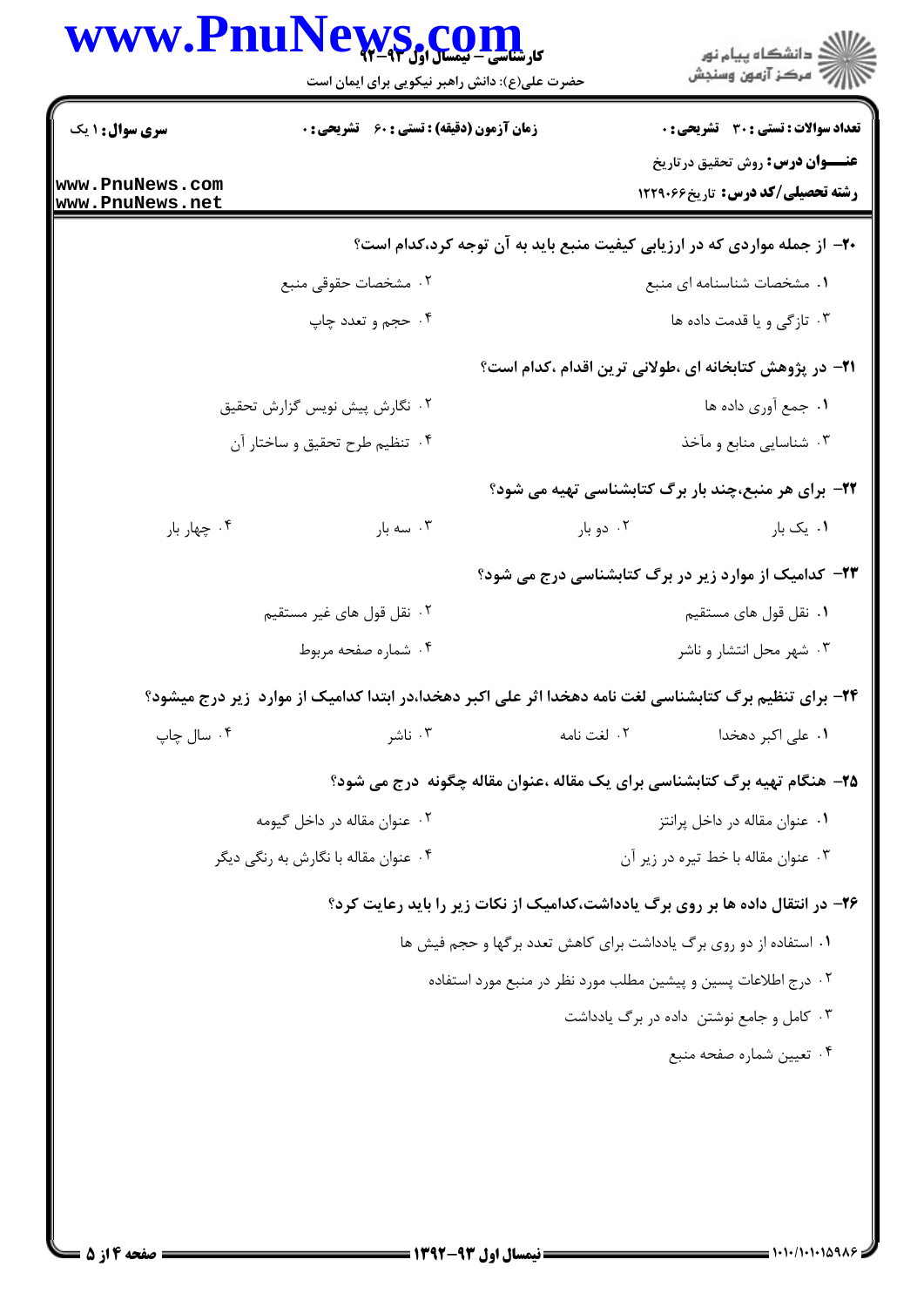**۲۰- از جمله مواردی که در ارزیابی کیفیت منبع باید به آن توجه کرد،کدام است؟**

۱. مشخصات شناسنامه ای منبع

۲. مشخصات حقوقی منبع

۳. تازگی و یا قدمت داده ها

۴. حجم و تعدد چاپ

**۲۱- در پژوهش کتابخانه ای ،طولانی ترین اقدام ،کدام است؟**

۱. جمع آوری داده ها

۲. نگارش پیش نویس گزارش تحقیق

۳. شناسایی منابع و مآخذ

۴. تنظیم طرح تحقیق و ساختار آن

**۲۲- برای هر منبع،چند بار برگ کتابشناسی تهیه می شود؟**

۱. یک بار

۲. دو بار

۳. سه بار

۴. چهار بار

**۲۳- کدامیک از موارد زیر در برگ کتابشناسی درج می شود؟**

۱. نقل قول های مستقیم

۲. نقل قول های غیر مستقیم

۳. شهر محل انتشار و ناشر

۴. شماره صفحه مربوط

**۲۴- برای تنظیم برگ کتابشناسی لغت نامه دهخدا اثر علی اکبر دهخدا،در ابتدا کدامیک از موارد زیر درج میشود؟**

۱. علی اکبر دهخدا

۲. لغت نامه

۳. ناشر

۴. سال چاپ

**۲۵- هنگام تهیه برگ کتابشناسی برای یک مقاله ،عنوان مقاله چگونه درج می شود؟**

۱. عنوان مقاله در داخل پرانتز

۲. عنوان مقاله در داخل گیومه

۳. عنوان مقاله با خط تیره در زیر آن

۴. عنوان مقاله با نگارش به رنگی دیگر

**۲۶- در انتقال داده ها بر روی برگ یادداشت،کدامیک از نکات زیر را باید رعایت کرد؟**

۱. استفاده از دو روی برگ یادداشت برای کاهش تعدد برگها و حجم فیش ها

۲. درج اطلاعات پسین و پیشین مطلب مورد نظر در منبع مورد استفاده

۳. کامل و جامع نوشتن داده در برگ یادداشت

۴. تعیین شماره صفحه منبع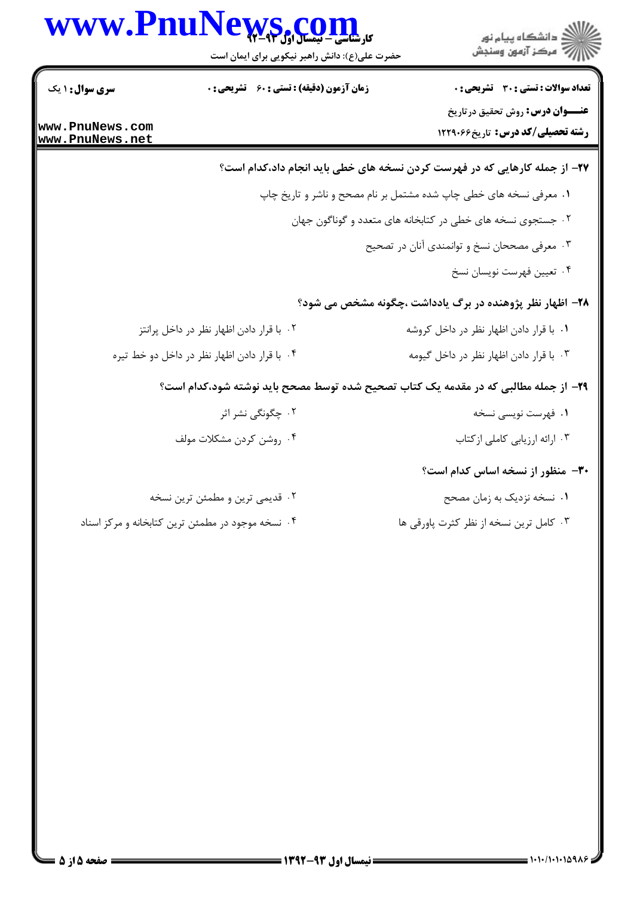**۲۷- از جمله کارهایی که در فهرست کردن نسخه های خطی باید انجام داد،کدام است؟**

۱. معرفی نسخه های خطی چاپ شده مشتمل بر نام مصحح و ناشر و تاریخ چاپ

۲. جستجوی نسخه های خطی در کتابخانه های متعدد و گوناگون جهان

۳. معرفی مصححان نسخ و توانمندی آنان در تصحیح

۴. تعیین فهرست نویسان نسخ

**۲۸- اظهار نظر پژوهنده در برگ یادداشت ،چگونه مشخص می شود؟**

۱. با قرار دادن اظهار نظر در داخل کروشه

۲. با قرار دادن اظهار نظر در داخل پرانتز

۳. با قرار دادن اظهار نظر در داخل گیومه

۴. با قرار دادن اظهار نظر در داخل دو خط تیره

**۲۹- از جمله مطالبی که در مقدمه یک کتاب تصحیح شده توسط مصحح باید نوشته شود،کدام است؟**

۱. فهرست نویسی نسخه

۲. چگونگی نشر اثر

۳. ارائه ارزیابی کاملی ازکتاب

۴. روشن کردن مشکلات مولف

**۳۰- منظور از نسخه اساس کدام است؟**

۱. نسخه نزدیک به زمان مصحح

۲. قدیمی ترین و مطمئن ترین نسخه

۳. کامل ترین نسخه از نظر کثرت پاورقی ها

۴. نسخه موجود در مطمئن ترین کتابخانه و مرکز اسناد